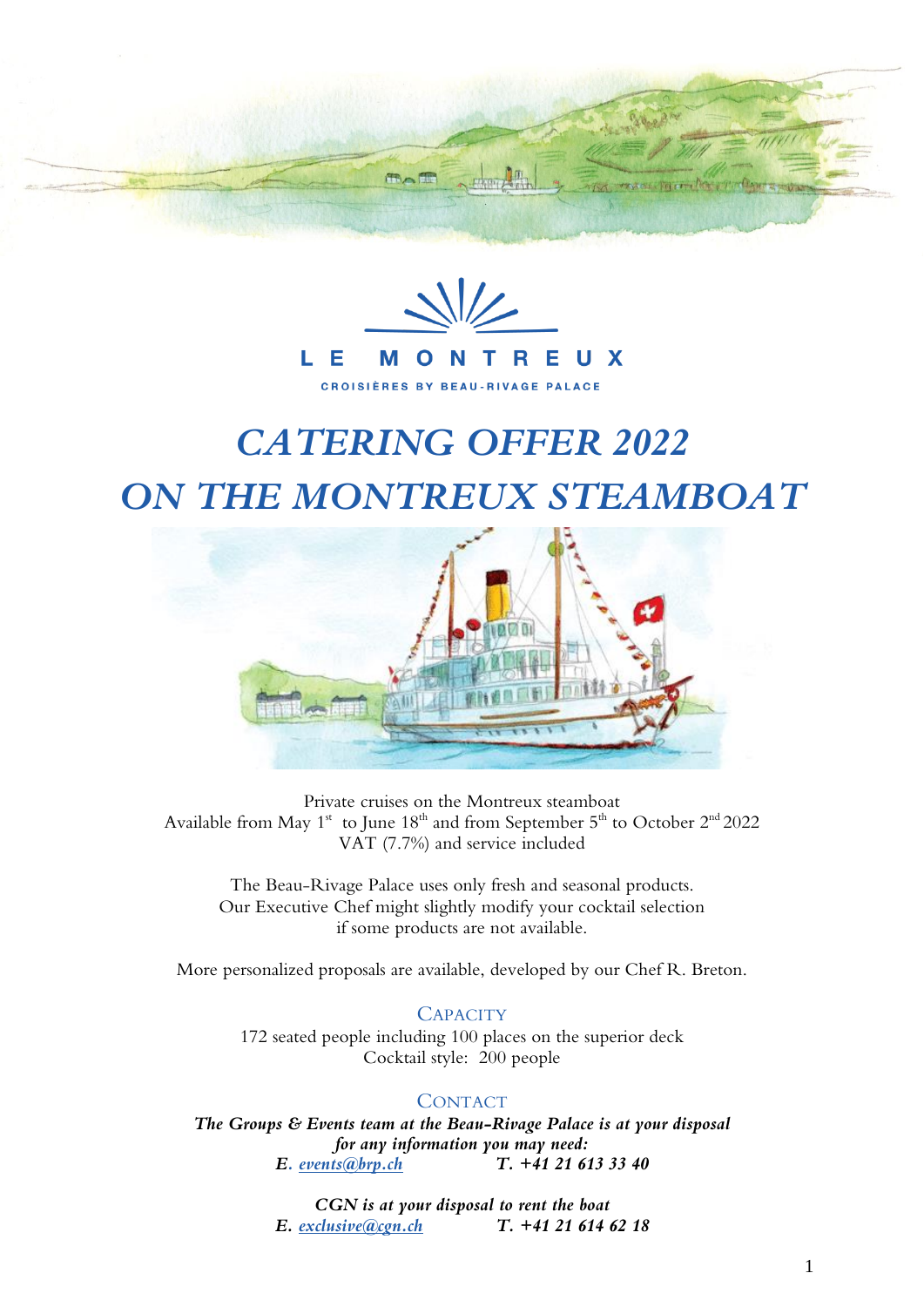LE MONTREUX

CROISIÈRES BY BEAU-RIVAGE PALACE

# *CATERING OFFER 2022*
# *ON THE MONTREUX STEAMBOAT*

Private cruises on the Montreux steamboat
Available from May 1st to June 18th and from September 5th to October 2nd 2022
VAT (7.7%) and service included

The Beau-Rivage Palace uses only fresh and seasonal products.
Our Executive Chef might slightly modify your cocktail selection
if some products are not available.

More personalized proposals are available, developed by our Chef R. Breton.

## Capacity

172 seated people including 100 places on the superior deck
Cocktail style: 200 people

## Contact

***The Groups & Events team at the Beau-Rivage Palace is at your disposal for any information you may need:***
***E. events@brp.ch*** ***T. +41 21 613 33 40***

***CGN is at your disposal to rent the boat***
***E. exclusive@cgn.ch*** ***T. +41 21 614 62 18***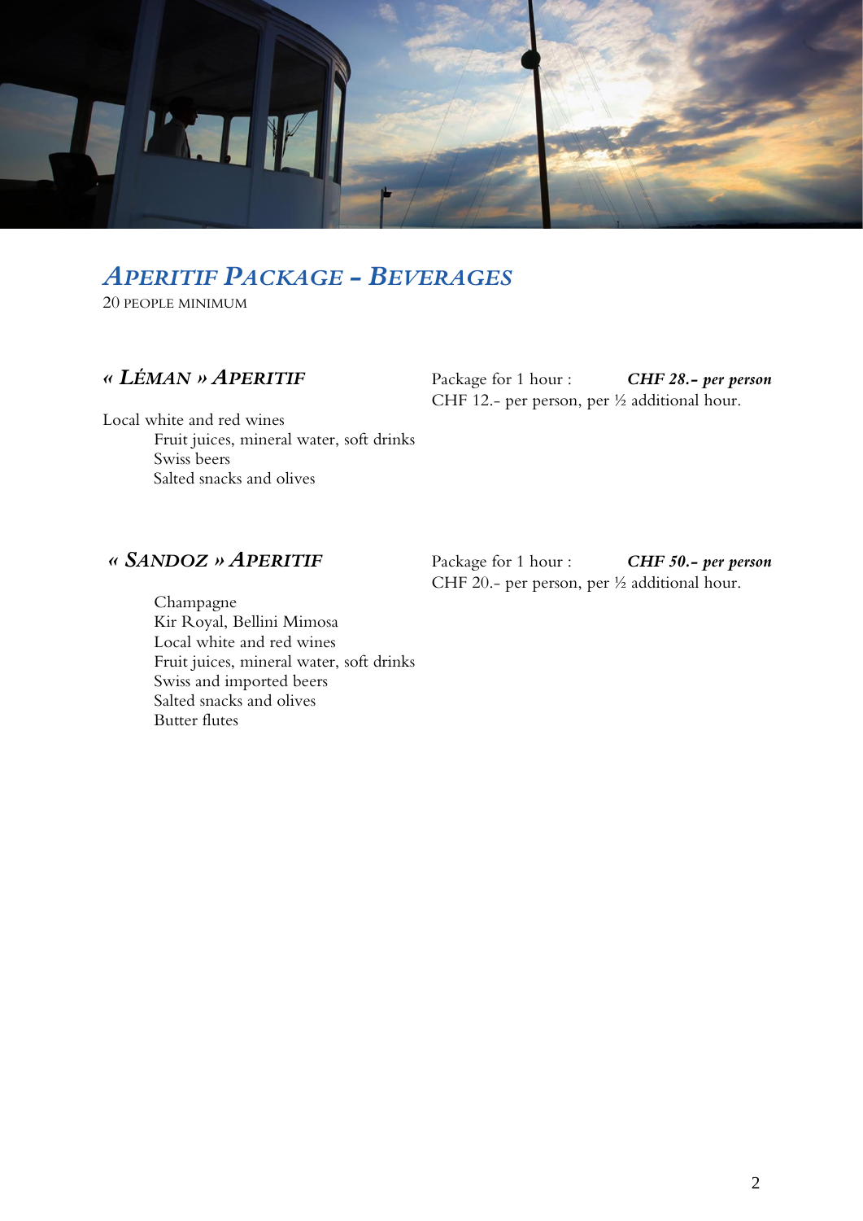# *Aperitif Package – Beverages*

20 people minimum

## *« Léman » Aperitif*

Package for 1 hour : ***CHF 28.- per person***
CHF 12.- per person, per ½ additional hour.

Local white and red wines
Fruit juices, mineral water, soft drinks
Swiss beers
Salted snacks and olives

## *« Sandoz » Aperitif*

Package for 1 hour : ***CHF 50.- per person***
CHF 20.- per person, per ½ additional hour.

Champagne
Kir Royal, Bellini Mimosa
Local white and red wines
Fruit juices, mineral water, soft drinks
Swiss and imported beers
Salted snacks and olives
Butter flutes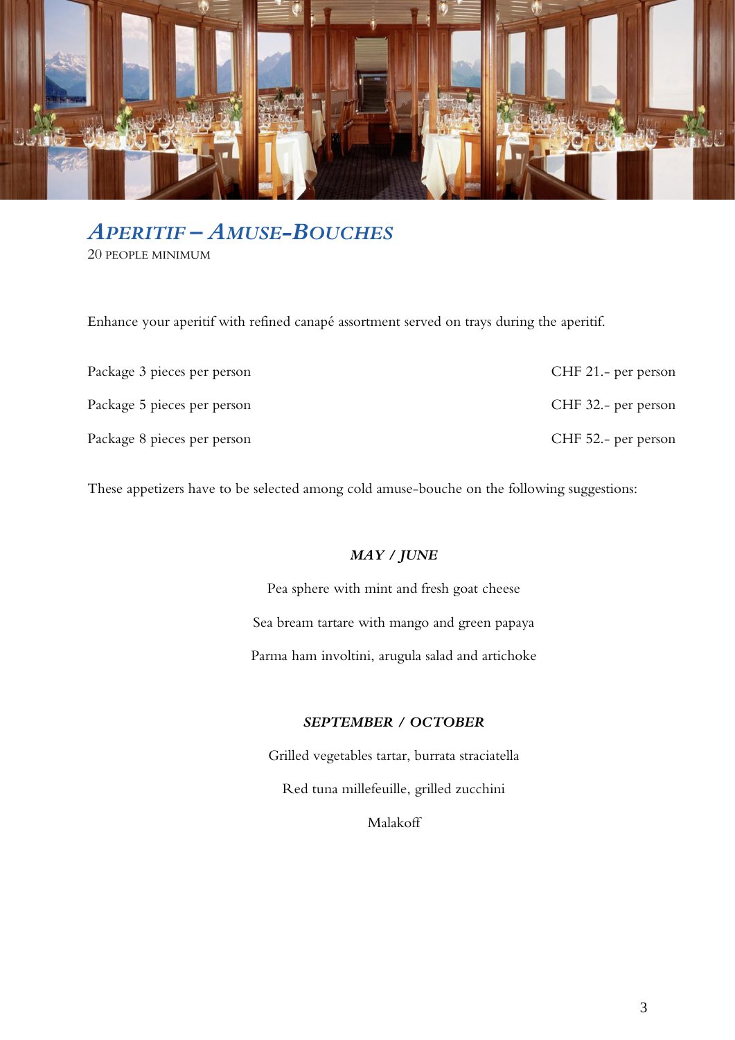## *APERITIF – AMUSE-BOUCHES*

20 PEOPLE MINIMUM

Enhance your aperitif with refined canapé assortment served on trays during the aperitif.

| | |
|---|---|
| Package 3 pieces per person | CHF 21.- per person |
| Package 5 pieces per person | CHF 32.- per person |
| Package 8 pieces per person | CHF 52.- per person |

These appetizers have to be selected among cold amuse-bouche on the following suggestions:

***MAY / JUNE***

Pea sphere with mint and fresh goat cheese

Sea bream tartare with mango and green papaya

Parma ham involtini, arugula salad and artichoke

***SEPTEMBER / OCTOBER***

Grilled vegetables tartar, burrata straciatella

Red tuna millefeuille, grilled zucchini

Malakoff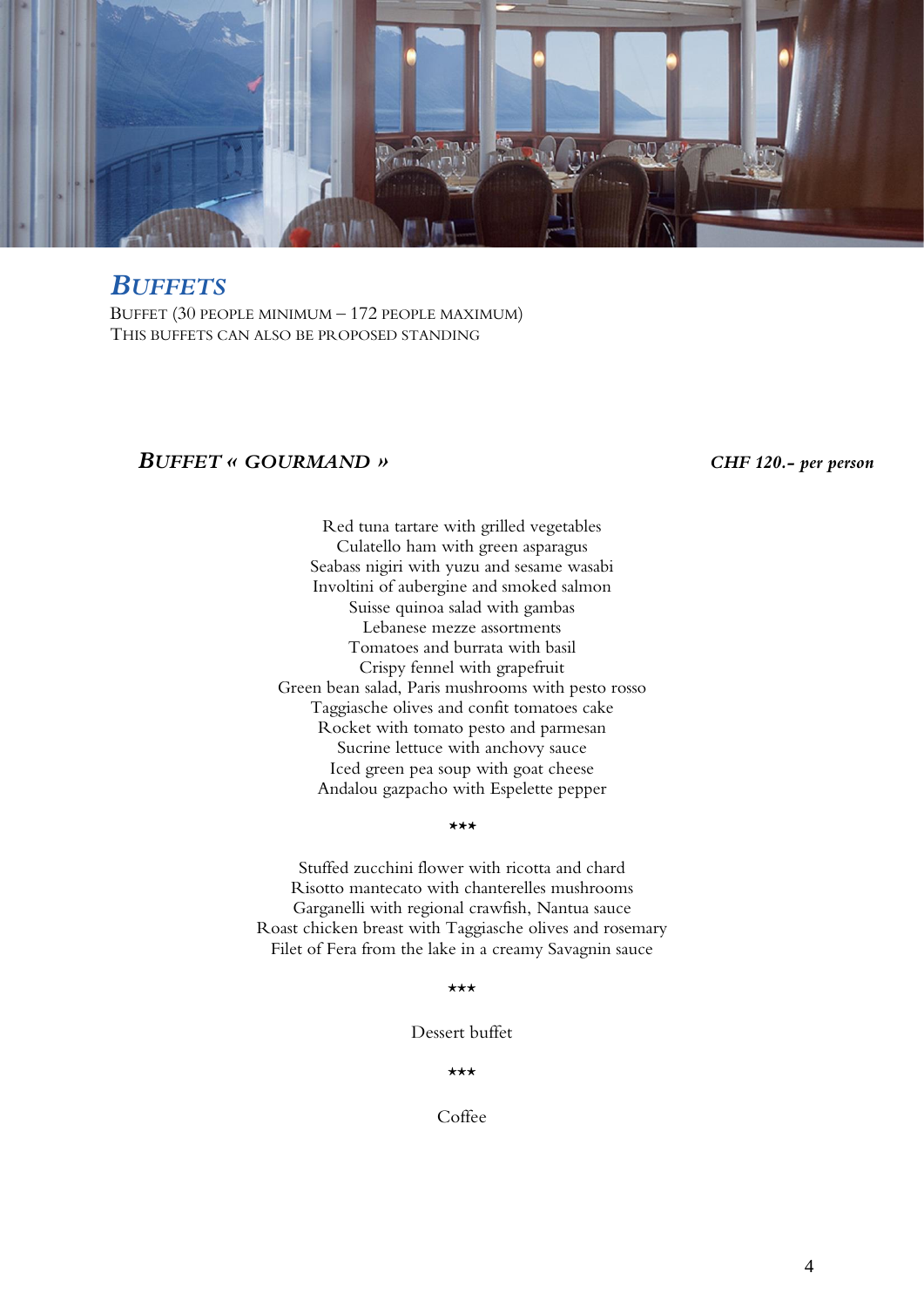# *BUFFETS*

BUFFET (30 PEOPLE MINIMUM – 172 PEOPLE MAXIMUM)
THIS BUFFETS CAN ALSO BE PROPOSED STANDING

## *BUFFET « GOURMAND »*

***CHF 120.- per person***

Red tuna tartare with grilled vegetables
Culatello ham with green asparagus
Seabass nigiri with yuzu and sesame wasabi
Involtini of aubergine and smoked salmon
Suisse quinoa salad with gambas
Lebanese mezze assortments
Tomatoes and burrata with basil
Crispy fennel with grapefruit
Green bean salad, Paris mushrooms with pesto rosso
Taggiasche olives and confit tomatoes cake
Rocket with tomato pesto and parmesan
Sucrine lettuce with anchovy sauce
Iced green pea soup with goat cheese
Andalou gazpacho with Espelette pepper

⋆⋆⋆

Stuffed zucchini flower with ricotta and chard
Risotto mantecato with chanterelles mushrooms
Garganelli with regional crawfish, Nantua sauce
Roast chicken breast with Taggiasche olives and rosemary
Filet of Fera from the lake in a creamy Savagnin sauce

⋆⋆⋆

Dessert buffet

⋆⋆⋆

Coffee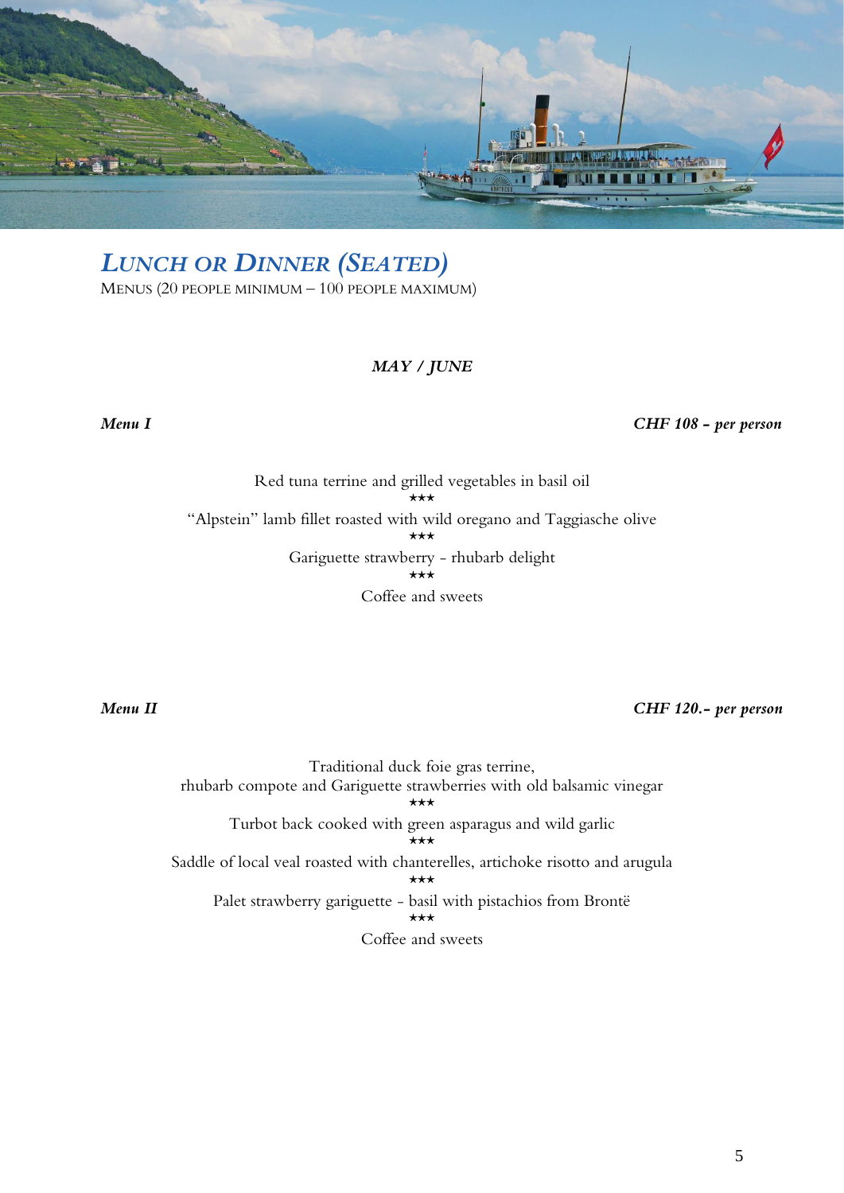# *Lunch or Dinner (Seated)*

Menus (20 people minimum – 100 people maximum)

***MAY / JUNE***

***Menu I*** — ***CHF 108 - per person***

Red tuna terrine and grilled vegetables in basil oil

⋆⋆⋆

"Alpstein" lamb fillet roasted with wild oregano and Taggiasche olive

⋆⋆⋆

Gariguette strawberry - rhubarb delight

⋆⋆⋆

Coffee and sweets

***Menu II*** — ***CHF 120.- per person***

Traditional duck foie gras terrine,
rhubarb compote and Gariguette strawberries with old balsamic vinegar

⋆⋆⋆

Turbot back cooked with green asparagus and wild garlic

⋆⋆⋆

Saddle of local veal roasted with chanterelles, artichoke risotto and arugula

⋆⋆⋆

Palet strawberry gariguette - basil with pistachios from Brontë

⋆⋆⋆

Coffee and sweets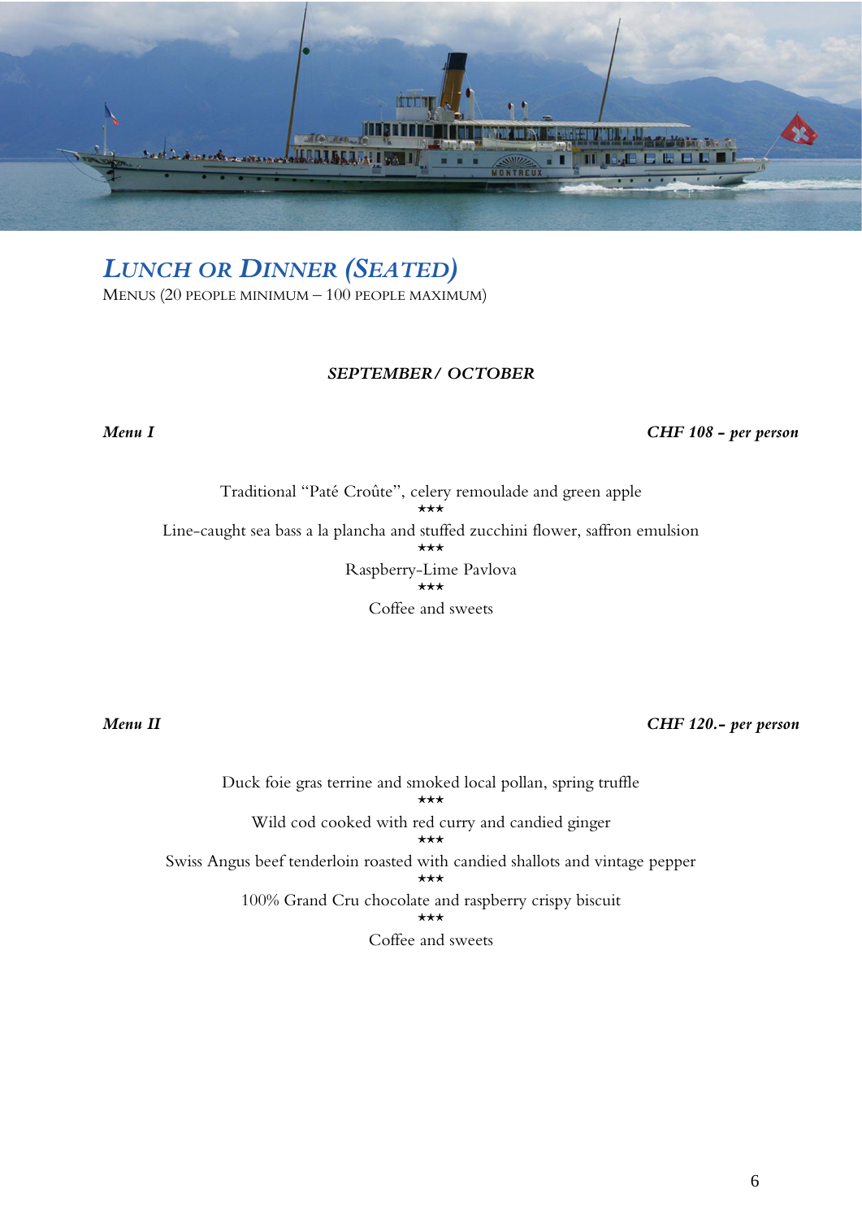## *Lunch or Dinner (Seated)*

Menus (20 people minimum – 100 people maximum)

***SEPTEMBER/ OCTOBER***

***Menu I*** — ***CHF 108 – per person***

Traditional "Paté Croûte", celery remoulade and green apple

★★★

Line-caught sea bass a la plancha and stuffed zucchini flower, saffron emulsion

★★★

Raspberry-Lime Pavlova

★★★

Coffee and sweets

***Menu II*** — ***CHF 120.– per person***

Duck foie gras terrine and smoked local pollan, spring truffle

★★★

Wild cod cooked with red curry and candied ginger

★★★

Swiss Angus beef tenderloin roasted with candied shallots and vintage pepper

★★★

100% Grand Cru chocolate and raspberry crispy biscuit

★★★

Coffee and sweets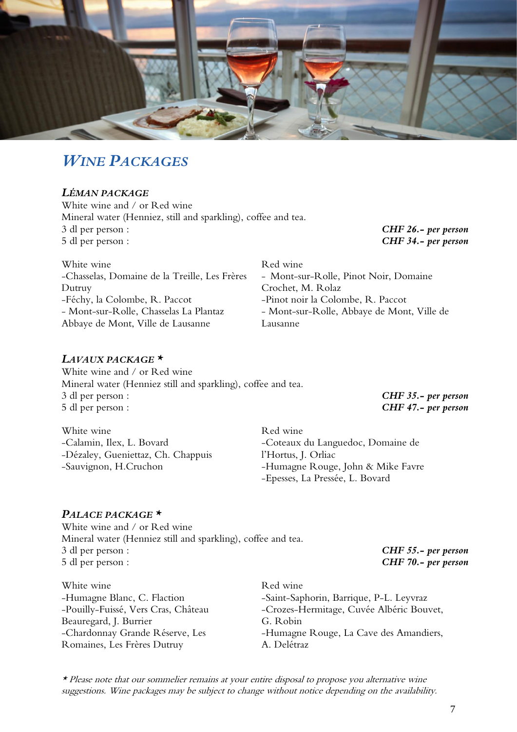# *Wine Packages*

### *Léman package*

White wine and / or Red wine
Mineral water (Henniez, still and sparkling), coffee and tea.

3 dl per person : ***CHF 26.- per person***
5 dl per person : ***CHF 34.- per person***

White wine
- Chasselas, Domaine de la Treille, Les Frères Dutruy
- Féchy, la Colombe, R. Paccot
- Mont-sur-Rolle, Chasselas La Plantaz Abbaye de Mont, Ville de Lausanne

Red wine
- Mont-sur-Rolle, Pinot Noir, Domaine Crochet, M. Rolaz
- Pinot noir la Colombe, R. Paccot
- Mont-sur-Rolle, Abbaye de Mont, Ville de Lausanne

### *Lavaux package \**

White wine and / or Red wine
Mineral water (Henniez still and sparkling), coffee and tea.

3 dl per person : ***CHF 35.- per person***
5 dl per person : ***CHF 47.- per person***

White wine
- Calamin, Ilex, L. Bovard
- Dézaley, Gueniettaz, Ch. Chappuis
- Sauvignon, H.Cruchon

Red wine
- Coteaux du Languedoc, Domaine de l'Hortus, J. Orliac
- Humagne Rouge, John & Mike Favre
- Epesses, La Pressée, L. Bovard

### *Palace package \**

White wine and / or Red wine
Mineral water (Henniez still and sparkling), coffee and tea.

3 dl per person : ***CHF 55.- per person***
5 dl per person : ***CHF 70.- per person***

White wine
- Humagne Blanc, C. Flaction
- Pouilly-Fuissé, Vers Cras, Château Beauregard, J. Burrier
- Chardonnay Grande Réserve, Les Romaines, Les Frères Dutruy

Red wine
- Saint-Saphorin, Barrique, P-L. Leyvraz
- Crozes-Hermitage, Cuvée Albéric Bouvet, G. Robin
- Humagne Rouge, La Cave des Amandiers, A. Delétraz

*\* Please note that our sommelier remains at your entire disposal to propose you alternative wine suggestions. Wine packages may be subject to change without notice depending on the availability.*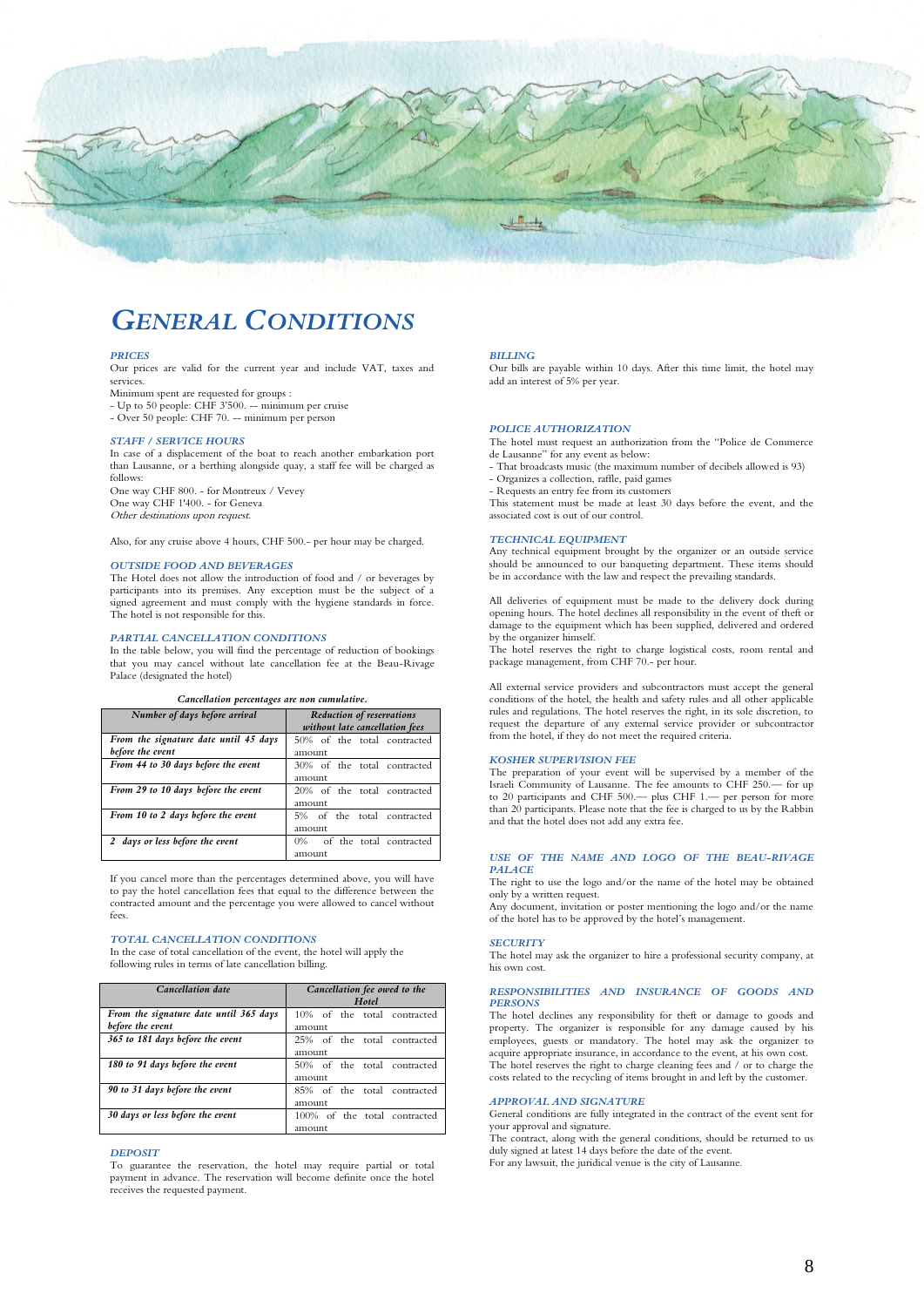# GENERAL CONDITIONS

### *PRICES*

Our prices are valid for the current year and include VAT, taxes and services.

Minimum spent are requested for groups :

- Up to 50 people: CHF 3'500. -- minimum per cruise
- Over 50 people: CHF 70. -- minimum per person

### *STAFF / SERVICE HOURS*

In case of a displacement of the boat to reach another embarkation port than Lausanne, or a berthing alongside quay, a staff fee will be charged as follows:

One way CHF 800. - for Montreux / Vevey
One way CHF 1'400. - for Geneva
*Other destinations upon request.*

Also, for any cruise above 4 hours, CHF 500.- per hour may be charged.

### *OUTSIDE FOOD AND BEVERAGES*

The Hotel does not allow the introduction of food and / or beverages by participants into its premises. Any exception must be the subject of a signed agreement and must comply with the hygiene standards in force. The hotel is not responsible for this.

### *PARTIAL CANCELLATION CONDITIONS*

In the table below, you will find the percentage of reduction of bookings that you may cancel without late cancellation fee at the Beau-Rivage Palace (designated the hotel)

***Cancellation percentages are non cumulative.***

| *Number of days before arrival* | *Reduction of reservations without late cancellation fees* |
|---|---|
| ***From the signature date until 45 days before the event*** | 50% of the total contracted amount |
| ***From 44 to 30 days before the event*** | 30% of the total contracted amount |
| ***From 29 to 10 days before the event*** | 20% of the total contracted amount |
| ***From 10 to 2 days before the event*** | 5% of the total contracted amount |
| ***2 days or less before the event*** | 0% of the total contracted amount |

If you cancel more than the percentages determined above, you will have to pay the hotel cancellation fees that equal to the difference between the contracted amount and the percentage you were allowed to cancel without fees.

### *TOTAL CANCELLATION CONDITIONS*

In the case of total cancellation of the event, the hotel will apply the following rules in terms of late cancellation billing.

| *Cancellation date* | *Cancellation fee owed to the Hotel* |
|---|---|
| ***From the signature date until 365 days before the event*** | 10% of the total contracted amount |
| ***365 to 181 days before the event*** | 25% of the total contracted amount |
| ***180 to 91 days before the event*** | 50% of the total contracted amount |
| ***90 to 31 days before the event*** | 85% of the total contracted amount |
| ***30 days or less before the event*** | 100% of the total contracted amount |

### *DEPOSIT*

To guarantee the reservation, the hotel may require partial or total payment in advance. The reservation will become definite once the hotel receives the requested payment.

### *BILLING*

Our bills are payable within 10 days. After this time limit, the hotel may add an interest of 5% per year.

### *POLICE AUTHORIZATION*

The hotel must request an authorization from the "Police de Commerce de Lausanne" for any event as below:

- That broadcasts music (the maximum number of decibels allowed is 93)
- Organizes a collection, raffle, paid games
- Requests an entry fee from its customers

This statement must be made at least 30 days before the event, and the associated cost is out of our control.

### *TECHNICAL EQUIPMENT*

Any technical equipment brought by the organizer or an outside service should be announced to our banqueting department. These items should be in accordance with the law and respect the prevailing standards.

All deliveries of equipment must be made to the delivery dock during opening hours. The hotel declines all responsibility in the event of theft or damage to the equipment which has been supplied, delivered and ordered by the organizer himself.

The hotel reserves the right to charge logistical costs, room rental and package management, from CHF 70.- per hour.

All external service providers and subcontractors must accept the general conditions of the hotel, the health and safety rules and all other applicable rules and regulations. The hotel reserves the right, in its sole discretion, to request the departure of any external service provider or subcontractor from the hotel, if they do not meet the required criteria.

### *KOSHER SUPERVISION FEE*

The preparation of your event will be supervised by a member of the Israeli Community of Lausanne. The fee amounts to CHF 250.— for up to 20 participants and CHF 500.— plus CHF 1.— per person for more than 20 participants. Please note that the fee is charged to us by the Rabbin and that the hotel does not add any extra fee.

### *USE OF THE NAME AND LOGO OF THE BEAU-RIVAGE PALACE*

The right to use the logo and/or the name of the hotel may be obtained only by a written request.

Any document, invitation or poster mentioning the logo and/or the name of the hotel has to be approved by the hotel's management.

### *SECURITY*

The hotel may ask the organizer to hire a professional security company, at his own cost.

### *RESPONSIBILITIES AND INSURANCE OF GOODS AND PERSONS*

The hotel declines any responsibility for theft or damage to goods and property. The organizer is responsible for any damage caused by his employees, guests or mandatory. The hotel may ask the organizer to acquire appropriate insurance, in accordance to the event, at his own cost.

The hotel reserves the right to charge cleaning fees and / or to charge the costs related to the recycling of items brought in and left by the customer.

### *APPROVAL AND SIGNATURE*

General conditions are fully integrated in the contract of the event sent for your approval and signature.

The contract, along with the general conditions, should be returned to us duly signed at latest 14 days before the date of the event.

For any lawsuit, the juridical venue is the city of Lausanne.